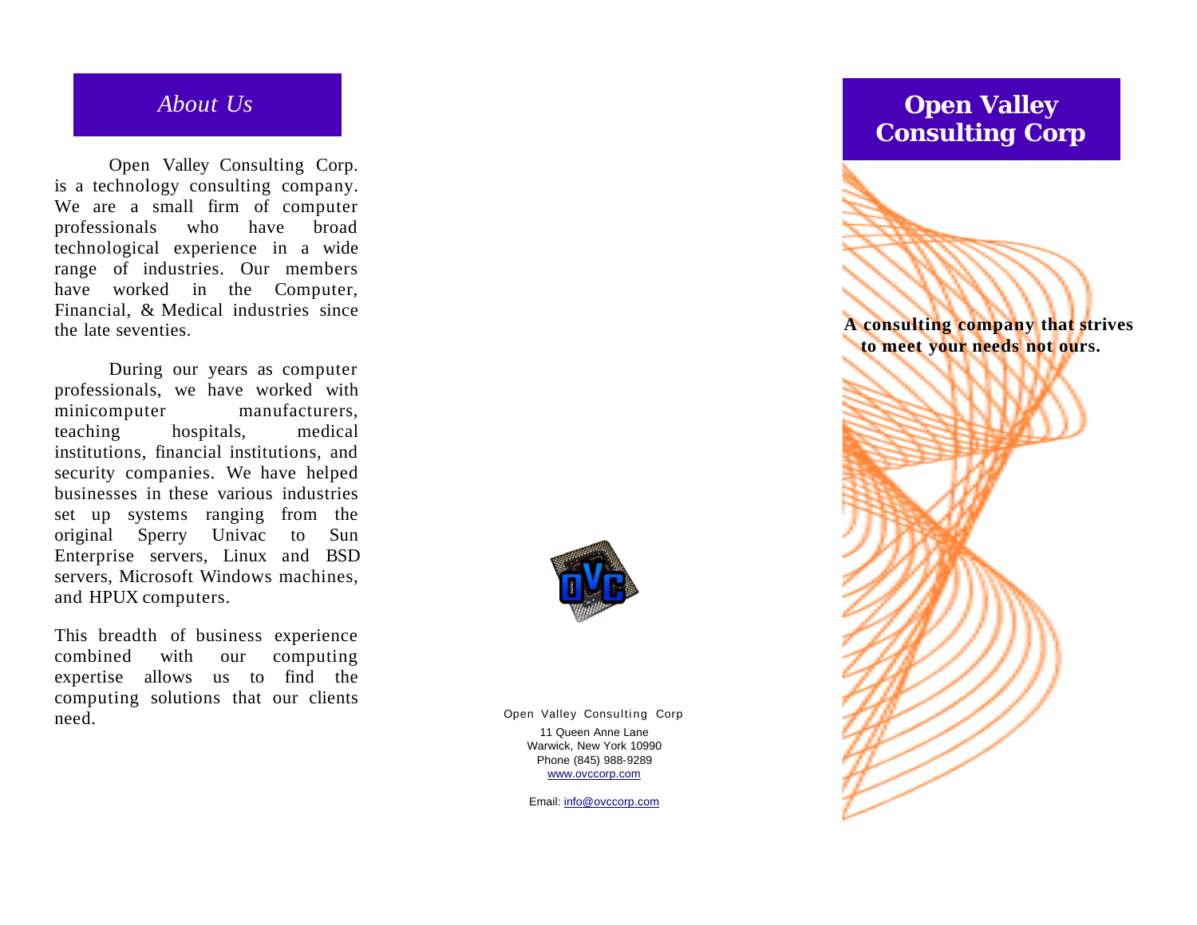## *About Us*

Open Valley Consulting Corp. is a technology consulting company. We are a small firm of computer professionals who have broad technological experience in a wide range of industries. Our members have worked in the Computer, Financial, & Medical industries since the late seventies.

During our years as computer professionals, we have worked with minicomputer manufacturers, teaching hospitals, medical institutions, financial institutions, and security companies. We have helped businesses in these various industries set up systems ranging from the original Sperry Univac to Sun Enterprise servers, Linux and BSD servers, Microsoft Windows machines, and HPUX computers.

This breadth of business experience combined with our computing expertise allows us to find the computing solutions that our clients need.

Open Valley Consulting Corp

11 Queen Anne Lane
Warwick, New York 10990
Phone (845) 988-9289
www.ovccorp.com

Email: info@ovccorp.com

# Open Valley Consulting Corp

**A consulting company that strives to meet your needs not ours.**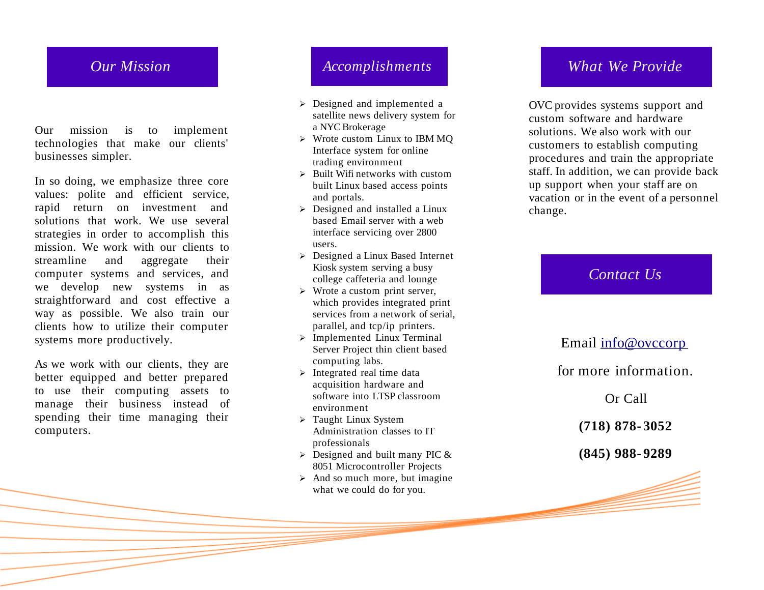## *Our Mission*

Our mission is to implement technologies that make our clients' businesses simpler.

In so doing, we emphasize three core values: polite and efficient service, rapid return on investment and solutions that work. We use several strategies in order to accomplish this mission. We work with our clients to streamline and aggregate their computer systems and services, and we develop new systems in as straightforward and cost effective a way as possible. We also train our clients how to utilize their computer systems more productively.

As we work with our clients, they are better equipped and better prepared to use their computing assets to manage their business instead of spending their time managing their computers.

## *Accomplishments*

- Designed and implemented a satellite news delivery system for a NYC Brokerage
- Wrote custom Linux to IBM MQ Interface system for online trading environment
- Built Wifi networks with custom built Linux based access points and portals.
- Designed and installed a Linux based Email server with a web interface servicing over 2800 users.
- Designed a Linux Based Internet Kiosk system serving a busy college caffeteria and lounge
- Wrote a custom print server, which provides integrated print services from a network of serial, parallel, and tcp/ip printers.
- Implemented Linux Terminal Server Project thin client based computing labs.
- Integrated real time data acquisition hardware and software into LTSP classroom environment
- Taught Linux System Administration classes to IT professionals
- Designed and built many PIC & 8051 Microcontroller Projects
- And so much more, but imagine what we could do for you.

## *What We Provide*

OVC provides systems support and custom software and hardware solutions. We also work with our customers to establish computing procedures and train the appropriate staff. In addition, we can provide back up support when your staff are on vacation or in the event of a personnel change.

## *Contact Us*

Email info@ovccorp

for more information.

Or Call

**(718) 878-3052**

**(845) 988-9289**